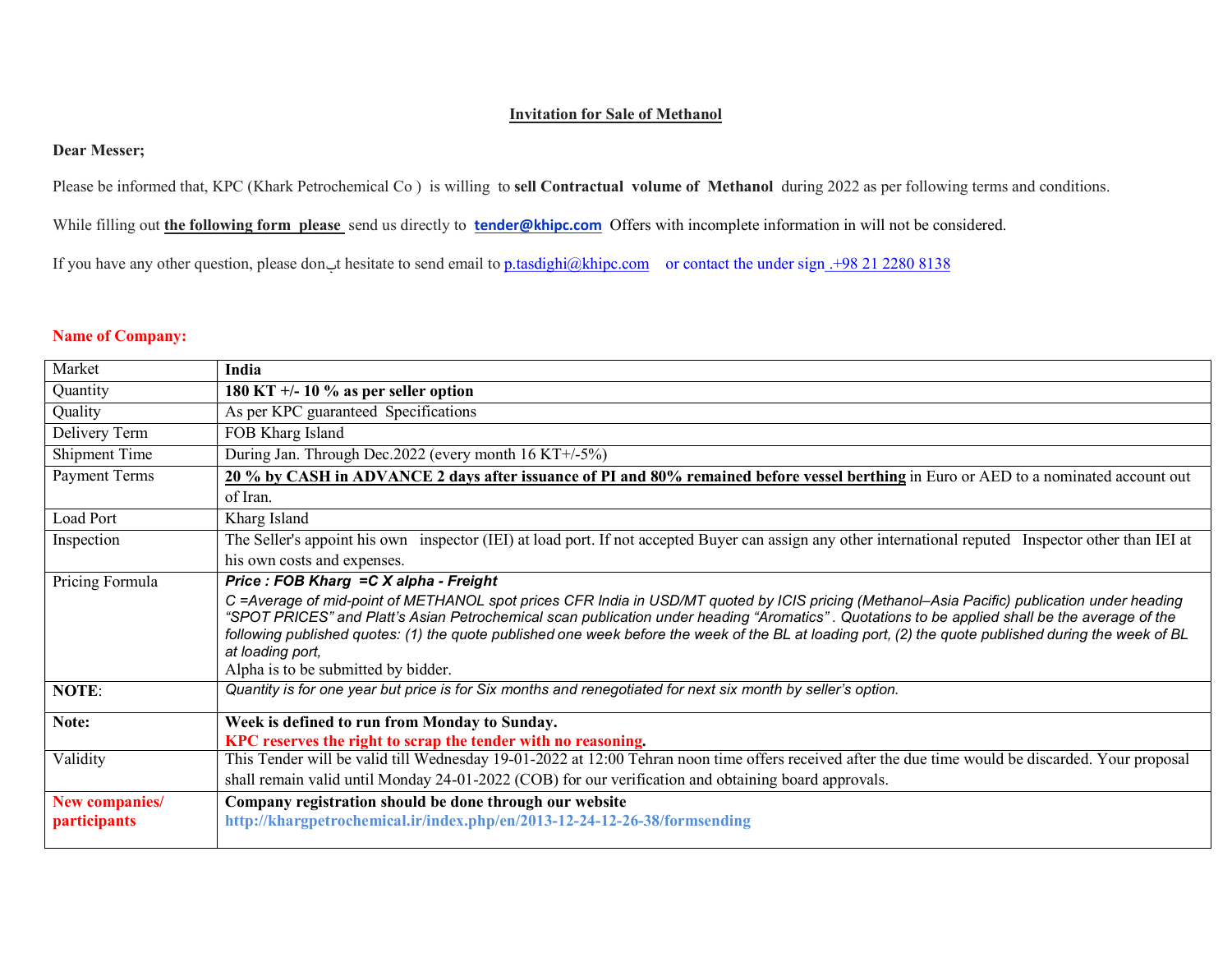**Invitation for Sale of Methanol**

**Dear Messer;**

Please be informed that, KPC (Khark Petrochemical Co ) is willing to **sell Contractual volume of Methanol** during 2022 as per following terms and conditions.

While filling out **the following form please** send us directly to **tender@khipc.com** Offers with incomplete information in will not be considered.

If you have any other question, please donِt hesitate to send email to p.tasdighi@khipc.com or contact the under sign .+98 21 2280 8138

**Name of Company:**

| Market | **India** |
|---|---|
| Quantity | **180 KT +/- 10 % as per seller option** |
| Quality | As per KPC guaranteed Specifications |
| Delivery Term | FOB Kharg Island |
| Shipment Time | During Jan. Through Dec.2022 (every month 16 KT+/-5%) |
| Payment Terms | **20 % by CASH in ADVANCE 2 days after issuance of PI and 80% remained before vessel berthing** in Euro or AED to a nominated account out of Iran. |
| Load Port | Kharg Island |
| Inspection | The Seller's appoint his own inspector (IEI) at load port. If not accepted Buyer can assign any other international reputed Inspector other than IEI at his own costs and expenses. |
| Pricing Formula | ***Price : FOB Kharg =C X alpha - Freight*** <br> *C =Average of mid-point of METHANOL spot prices CFR India in USD/MT quoted by ICIS pricing (Methanol–Asia Pacific) publication under heading "SPOT PRICES" and Platt's Asian Petrochemical scan publication under heading "Aromatics" . Quotations to be applied shall be the average of the following published quotes: (1) the quote published one week before the week of the BL at loading port, (2) the quote published during the week of BL at loading port,* <br> Alpha is to be submitted by bidder. |
| **NOTE**: | *Quantity is for one year but price is for Six months and renegotiated for next six month by seller's option.* |
| **Note:** | **Week is defined to run from Monday to Sunday.** <br> **KPC reserves the right to scrap the tender with no reasoning.** |
| Validity | This Tender will be valid till Wednesday 19-01-2022 at 12:00 Tehran noon time offers received after the due time would be discarded. Your proposal shall remain valid until Monday 24-01-2022 (COB) for our verification and obtaining board approvals. |
| **New companies/ participants** | **Company registration should be done through our website** <br> **http://khargpetrochemical.ir/index.php/en/2013-12-24-12-26-38/formsending** |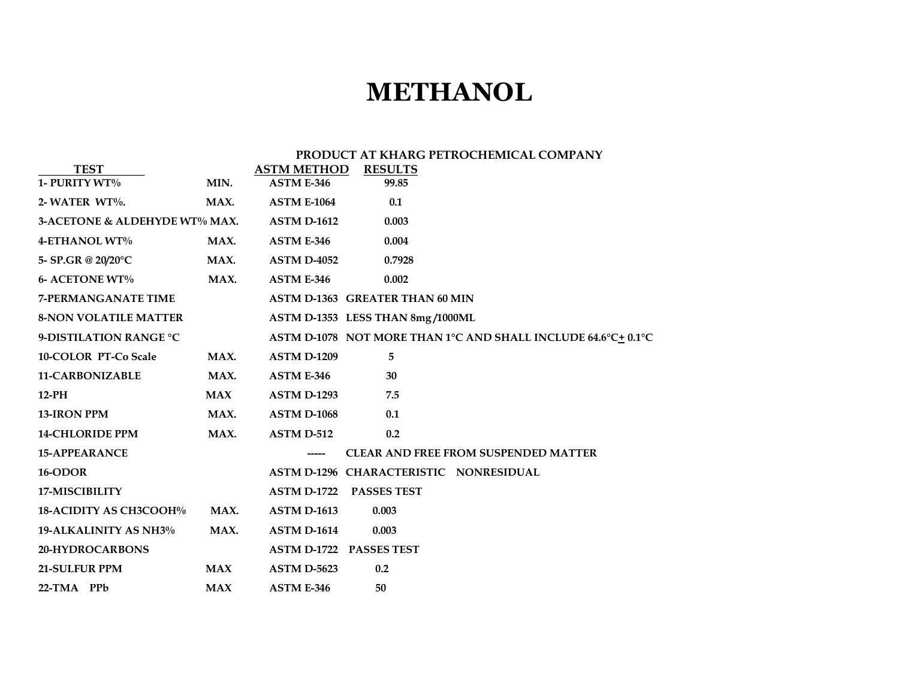# METHANOL

**PRODUCT AT KHARG PETROCHEMICAL COMPANY**

| TEST | | ASTM METHOD | RESULTS |
|---|---|---|---|
| 1- PURITY WT% | MIN. | ASTM E-346 | 99.85 |
| 2- WATER WT%. | MAX. | ASTM E-1064 | 0.1 |
| 3-ACETONE & ALDEHYDE WT% | MAX. | ASTM D-1612 | 0.003 |
| 4-ETHANOL WT% | MAX. | ASTM E-346 | 0.004 |
| 5- SP.GR @ 20/20°C | MAX. | ASTM D-4052 | 0.7928 |
| 6- ACETONE WT% | MAX. | ASTM E-346 | 0.002 |
| 7-PERMANGANATE TIME | | ASTM D-1363 | GREATER THAN 60 MIN |
| 8-NON VOLATILE MATTER | | ASTM D-1353 | LESS THAN 8mg/1000ML |
| 9-DISTILATION RANGE °C | | ASTM D-1078 | NOT MORE THAN 1°C AND SHALL INCLUDE 64.6°C± 0.1°C |
| 10-COLOR PT-Co Scale | MAX. | ASTM D-1209 | 5 |
| 11-CARBONIZABLE | MAX. | ASTM E-346 | 30 |
| 12-PH | MAX | ASTM D-1293 | 7.5 |
| 13-IRON PPM | MAX. | ASTM D-1068 | 0.1 |
| 14-CHLORIDE PPM | MAX. | ASTM D-512 | 0.2 |
| 15-APPEARANCE | | ----- | CLEAR AND FREE FROM SUSPENDED MATTER |
| 16-ODOR | | ASTM D-1296 | CHARACTERISTIC NONRESIDUAL |
| 17-MISCIBILITY | | ASTM D-1722 | PASSES TEST |
| 18-ACIDITY AS $CH_3COOH$% | MAX. | ASTM D-1613 | 0.003 |
| 19-ALKALINITY AS $NH_3$% | MAX. | ASTM D-1614 | 0.003 |
| 20-HYDROCARBONS | | ASTM D-1722 | PASSES TEST |
| 21-SULFUR PPM | MAX | ASTM D-5623 | 0.2 |
| 22-TMA PPb | MAX | ASTM E-346 | 50 |